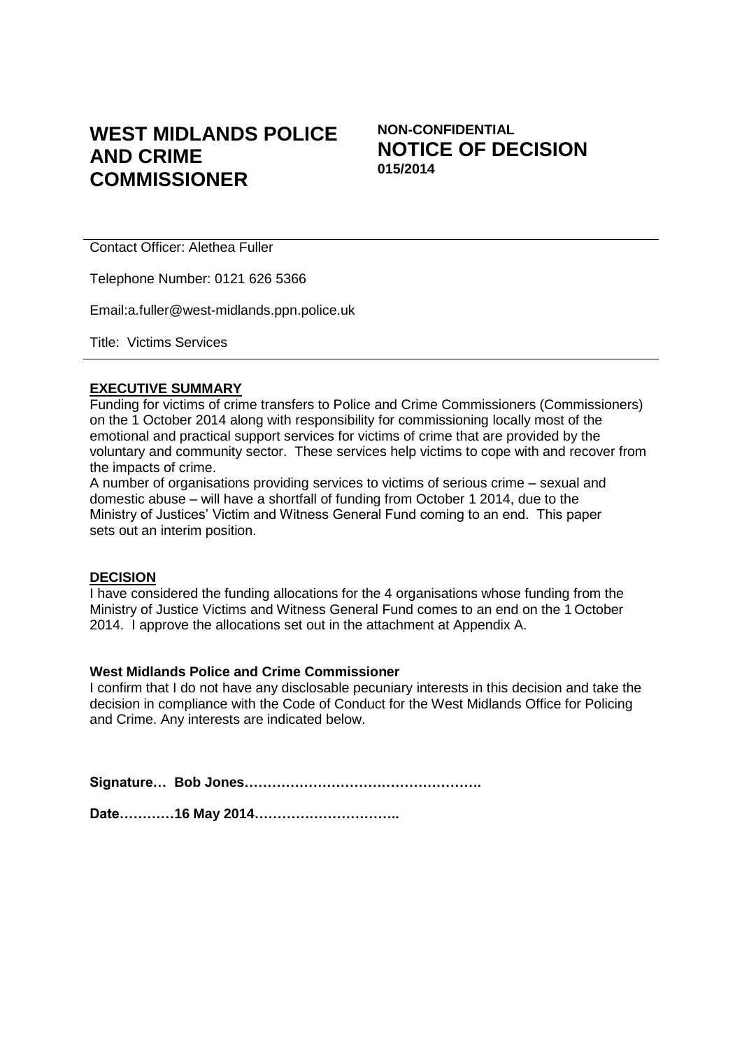# WEST MIDLANDS POLICE AND CRIME COMMISSIONER

**NON-CONFIDENTIAL**
## NOTICE OF DECISION
**015/2014**

---

Contact Officer: Alethea Fuller

Telephone Number: 0121 626 5366

Email:a.fuller@west-midlands.ppn.police.uk

Title: Victims Services

---

**EXECUTIVE SUMMARY**

Funding for victims of crime transfers to Police and Crime Commissioners (Commissioners) on the 1 October 2014 along with responsibility for commissioning locally most of the emotional and practical support services for victims of crime that are provided by the voluntary and community sector. These services help victims to cope with and recover from the impacts of crime.

A number of organisations providing services to victims of serious crime – sexual and domestic abuse – will have a shortfall of funding from October 1 2014, due to the Ministry of Justices' Victim and Witness General Fund coming to an end. This paper sets out an interim position.

**DECISION**

I have considered the funding allocations for the 4 organisations whose funding from the Ministry of Justice Victims and Witness General Fund comes to an end on the 1 October 2014. I approve the allocations set out in the attachment at Appendix A.

**West Midlands Police and Crime Commissioner**

I confirm that I do not have any disclosable pecuniary interests in this decision and take the decision in compliance with the Code of Conduct for the West Midlands Office for Policing and Crime. Any interests are indicated below.

**Signature… Bob Jones…………………………………………….**

**Date…………16 May 2014…………………………..**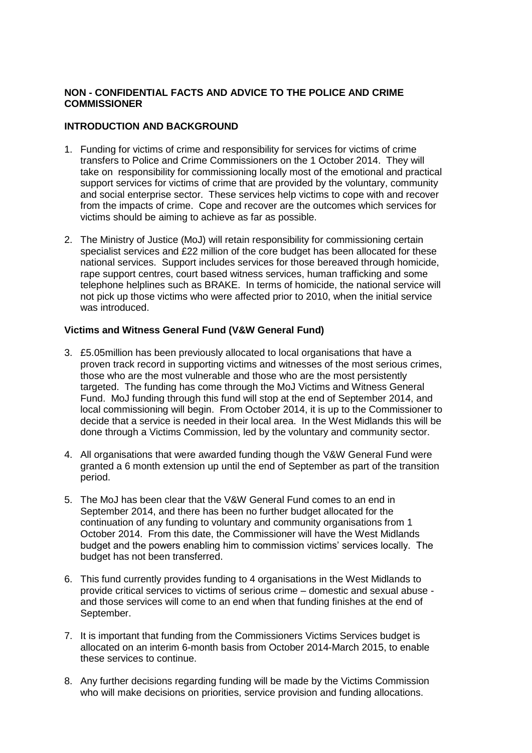**NON - CONFIDENTIAL FACTS AND ADVICE TO THE POLICE AND CRIME COMMISSIONER**

**INTRODUCTION AND BACKGROUND**

1. Funding for victims of crime and responsibility for services for victims of crime transfers to Police and Crime Commissioners on the 1 October 2014. They will take on responsibility for commissioning locally most of the emotional and practical support services for victims of crime that are provided by the voluntary, community and social enterprise sector. These services help victims to cope with and recover from the impacts of crime. Cope and recover are the outcomes which services for victims should be aiming to achieve as far as possible.

2. The Ministry of Justice (MoJ) will retain responsibility for commissioning certain specialist services and £22 million of the core budget has been allocated for these national services. Support includes services for those bereaved through homicide, rape support centres, court based witness services, human trafficking and some telephone helplines such as BRAKE. In terms of homicide, the national service will not pick up those victims who were affected prior to 2010, when the initial service was introduced.

**Victims and Witness General Fund (V&W General Fund)**

3. £5.05million has been previously allocated to local organisations that have a proven track record in supporting victims and witnesses of the most serious crimes, those who are the most vulnerable and those who are the most persistently targeted. The funding has come through the MoJ Victims and Witness General Fund. MoJ funding through this fund will stop at the end of September 2014, and local commissioning will begin. From October 2014, it is up to the Commissioner to decide that a service is needed in their local area. In the West Midlands this will be done through a Victims Commission, led by the voluntary and community sector.

4. All organisations that were awarded funding though the V&W General Fund were granted a 6 month extension up until the end of September as part of the transition period.

5. The MoJ has been clear that the V&W General Fund comes to an end in September 2014, and there has been no further budget allocated for the continuation of any funding to voluntary and community organisations from 1 October 2014. From this date, the Commissioner will have the West Midlands budget and the powers enabling him to commission victims' services locally. The budget has not been transferred.

6. This fund currently provides funding to 4 organisations in the West Midlands to provide critical services to victims of serious crime – domestic and sexual abuse - and those services will come to an end when that funding finishes at the end of September.

7. It is important that funding from the Commissioners Victims Services budget is allocated on an interim 6-month basis from October 2014-March 2015, to enable these services to continue.

8. Any further decisions regarding funding will be made by the Victims Commission who will make decisions on priorities, service provision and funding allocations.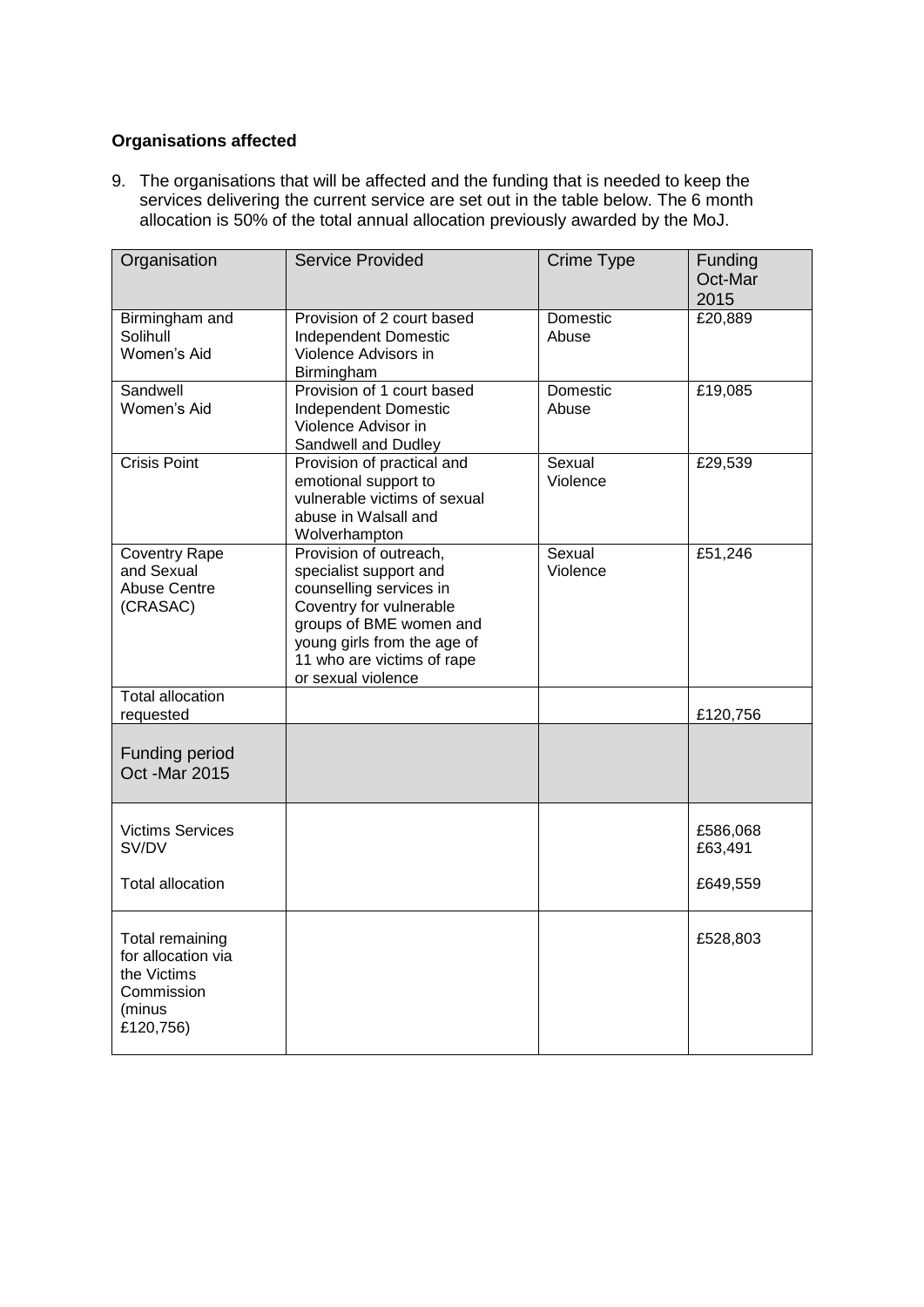**Organisations affected**

9. The organisations that will be affected and the funding that is needed to keep the services delivering the current service are set out in the table below. The 6 month allocation is 50% of the total annual allocation previously awarded by the MoJ.

| Organisation | Service Provided | Crime Type | Funding Oct-Mar 2015 |
|---|---|---|---|
| Birmingham and Solihull Women's Aid | Provision of 2 court based Independent Domestic Violence Advisors in Birmingham | Domestic Abuse | £20,889 |
| Sandwell Women's Aid | Provision of 1 court based Independent Domestic Violence Advisor in Sandwell and Dudley | Domestic Abuse | £19,085 |
| Crisis Point | Provision of practical and emotional support to vulnerable victims of sexual abuse in Walsall and Wolverhampton | Sexual Violence | £29,539 |
| Coventry Rape and Sexual Abuse Centre (CRASAC) | Provision of outreach, specialist support and counselling services in Coventry for vulnerable groups of BME women and young girls from the age of 11 who are victims of rape or sexual violence | Sexual Violence | £51,246 |
| Total allocation requested | | | £120,756 |
| Funding period Oct -Mar 2015 | | | |
| Victims Services<br>SV/DV<br><br>Total allocation | | | £586,068<br>£63,491<br><br>£649,559 |
| Total remaining for allocation via the Victims Commission (minus £120,756) | | | £528,803 |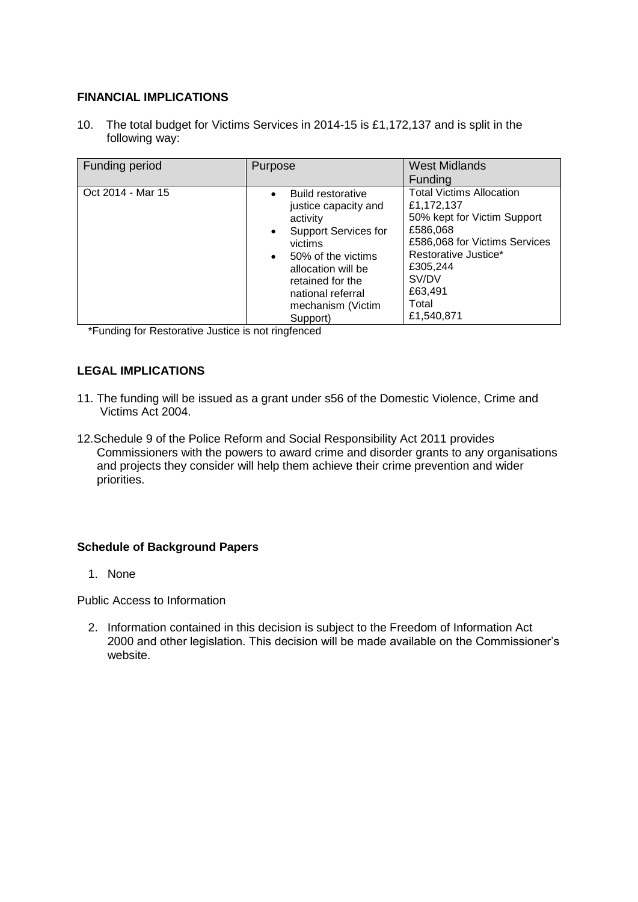**FINANCIAL IMPLICATIONS**

10. The total budget for Victims Services in 2014-15 is £1,172,137 and is split in the following way:

| Funding period | Purpose | West Midlands Funding |
| --- | --- | --- |
| Oct 2014 - Mar 15 | • Build restorative justice capacity and activity<br>• Support Services for victims<br>• 50% of the victims allocation will be retained for the national referral mechanism (Victim Support) | Total Victims Allocation<br>£1,172,137<br>50% kept for Victim Support<br>£586,068<br>£586,068 for Victims Services<br>Restorative Justice*<br>£305,244<br>SV/DV<br>£63,491<br>Total<br>£1,540,871 |

*Funding for Restorative Justice is not ringfenced

**LEGAL IMPLICATIONS**

11. The funding will be issued as a grant under s56 of the Domestic Violence, Crime and Victims Act 2004.

12. Schedule 9 of the Police Reform and Social Responsibility Act 2011 provides Commissioners with the powers to award crime and disorder grants to any organisations and projects they consider will help them achieve their crime prevention and wider priorities.

**Schedule of Background Papers**

1. None

Public Access to Information

2. Information contained in this decision is subject to the Freedom of Information Act 2000 and other legislation. This decision will be made available on the Commissioner's website.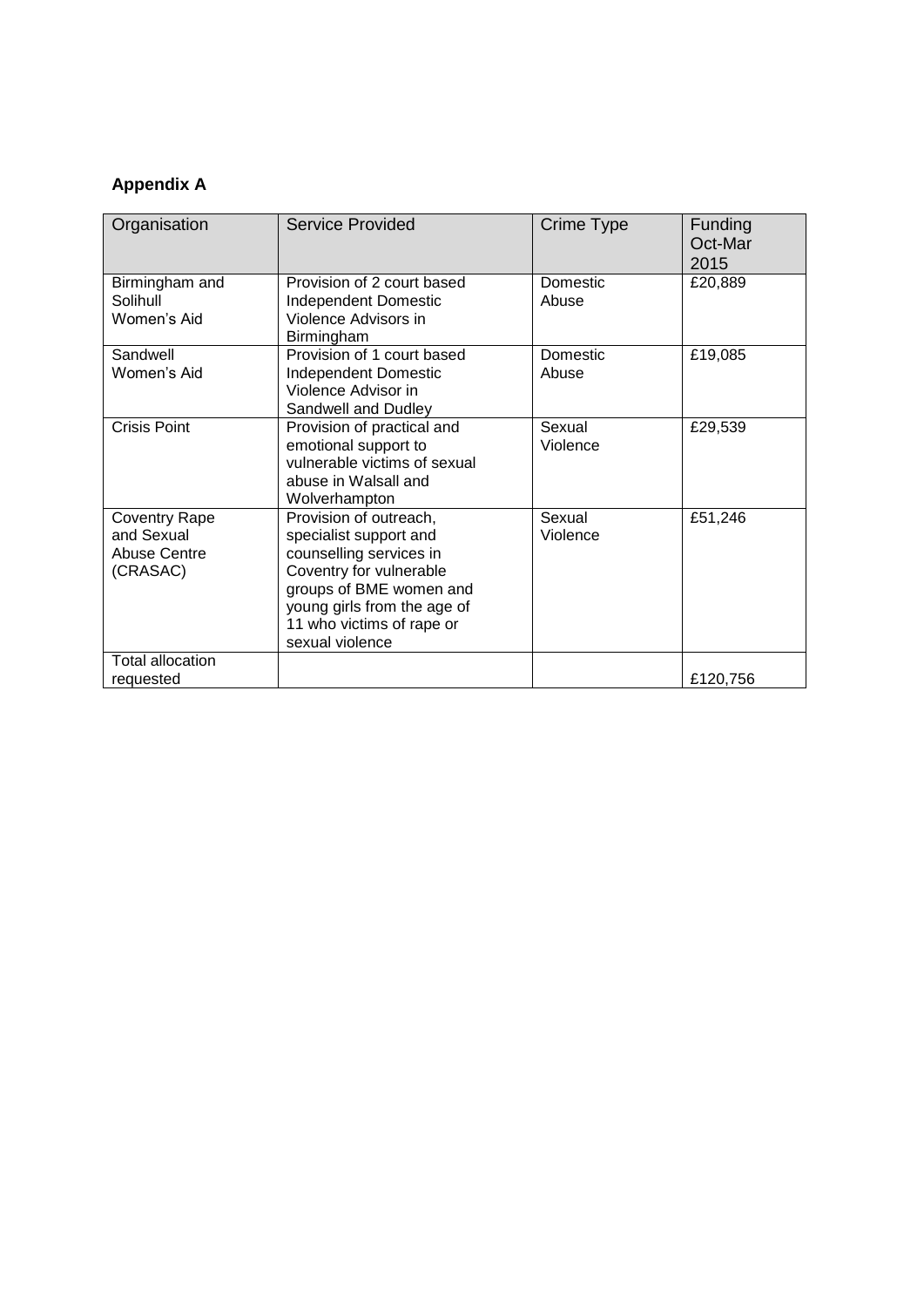**Appendix A**

| Organisation | Service Provided | Crime Type | Funding Oct-Mar 2015 |
|---|---|---|---|
| Birmingham and Solihull Women's Aid | Provision of 2 court based Independent Domestic Violence Advisors in Birmingham | Domestic Abuse | £20,889 |
| Sandwell Women's Aid | Provision of 1 court based Independent Domestic Violence Advisor in Sandwell and Dudley | Domestic Abuse | £19,085 |
| Crisis Point | Provision of practical and emotional support to vulnerable victims of sexual abuse in Walsall and Wolverhampton | Sexual Violence | £29,539 |
| Coventry Rape and Sexual Abuse Centre (CRASAC) | Provision of outreach, specialist support and counselling services in Coventry for vulnerable groups of BME women and young girls from the age of 11 who victims of rape or sexual violence | Sexual Violence | £51,246 |
| Total allocation requested | | | £120,756 |